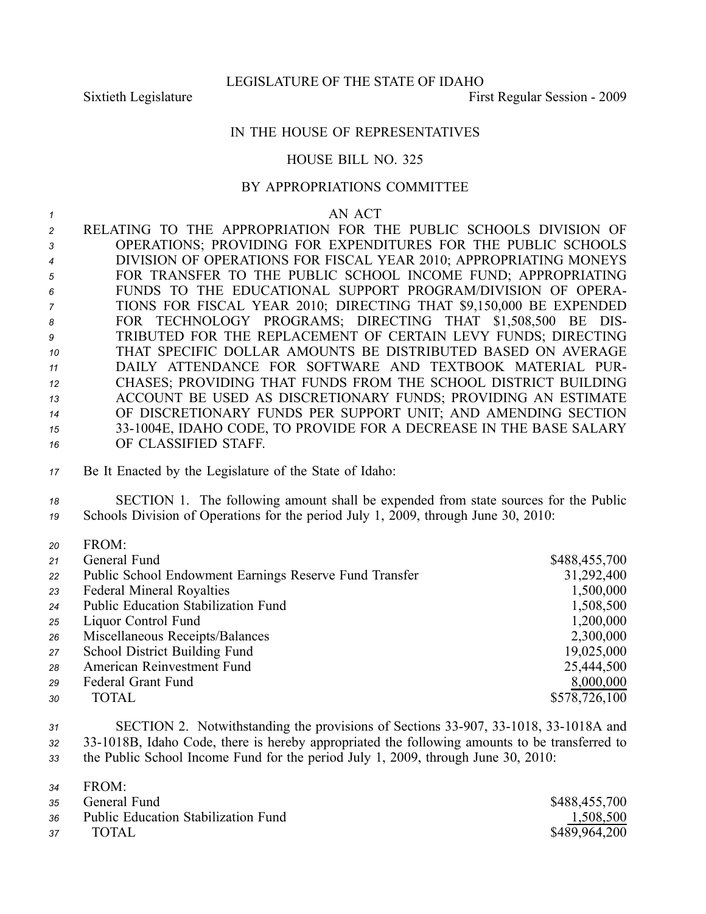LEGISLATURE OF THE STATE OF IDAHO

Sixtieth Legislature First Regular Session - 2009

IN THE HOUSE OF REPRESENTATIVES

HOUSE BILL NO. 325

BY APPROPRIATIONS COMMITTEE

AN ACT

RELATING TO THE APPROPRIATION FOR THE PUBLIC SCHOOLS DIVISION OF OPERATIONS; PROVIDING FOR EXPENDITURES FOR THE PUBLIC SCHOOLS DIVISION OF OPERATIONS FOR FISCAL YEAR 2010; APPROPRIATING MONEYS FOR TRANSFER TO THE PUBLIC SCHOOL INCOME FUND; APPROPRIATING FUNDS TO THE EDUCATIONAL SUPPORT PROGRAM/DIVISION OF OPERATIONS FOR FISCAL YEAR 2010; DIRECTING THAT $9,150,000 BE EXPENDED FOR TECHNOLOGY PROGRAMS; DIRECTING THAT $1,508,500 BE DISTRIBUTED FOR THE REPLACEMENT OF CERTAIN LEVY FUNDS; DIRECTING THAT SPECIFIC DOLLAR AMOUNTS BE DISTRIBUTED BASED ON AVERAGE DAILY ATTENDANCE FOR SOFTWARE AND TEXTBOOK MATERIAL PURCHASES; PROVIDING THAT FUNDS FROM THE SCHOOL DISTRICT BUILDING ACCOUNT BE USED AS DISCRETIONARY FUNDS; PROVIDING AN ESTIMATE OF DISCRETIONARY FUNDS PER SUPPORT UNIT; AND AMENDING SECTION 33-1004E, IDAHO CODE, TO PROVIDE FOR A DECREASE IN THE BASE SALARY OF CLASSIFIED STAFF.

Be It Enacted by the Legislature of the State of Idaho:

SECTION 1. The following amount shall be expended from state sources for the Public Schools Division of Operations for the period July 1, 2009, through June 30, 2010:

| FROM: | |
|---|---|
| General Fund | $488,455,700 |
| Public School Endowment Earnings Reserve Fund Transfer | 31,292,400 |
| Federal Mineral Royalties | 1,500,000 |
| Public Education Stabilization Fund | 1,508,500 |
| Liquor Control Fund | 1,200,000 |
| Miscellaneous Receipts/Balances | 2,300,000 |
| School District Building Fund | 19,025,000 |
| American Reinvestment Fund | 25,444,500 |
| Federal Grant Fund | 8,000,000 |
| TOTAL | $578,726,100 |

SECTION 2. Notwithstanding the provisions of Sections 33-907, 33-1018, 33-1018A and 33-1018B, Idaho Code, there is hereby appropriated the following amounts to be transferred to the Public School Income Fund for the period July 1, 2009, through June 30, 2010:

| FROM: | |
|---|---|
| General Fund | $488,455,700 |
| Public Education Stabilization Fund | 1,508,500 |
| TOTAL | $489,964,200 |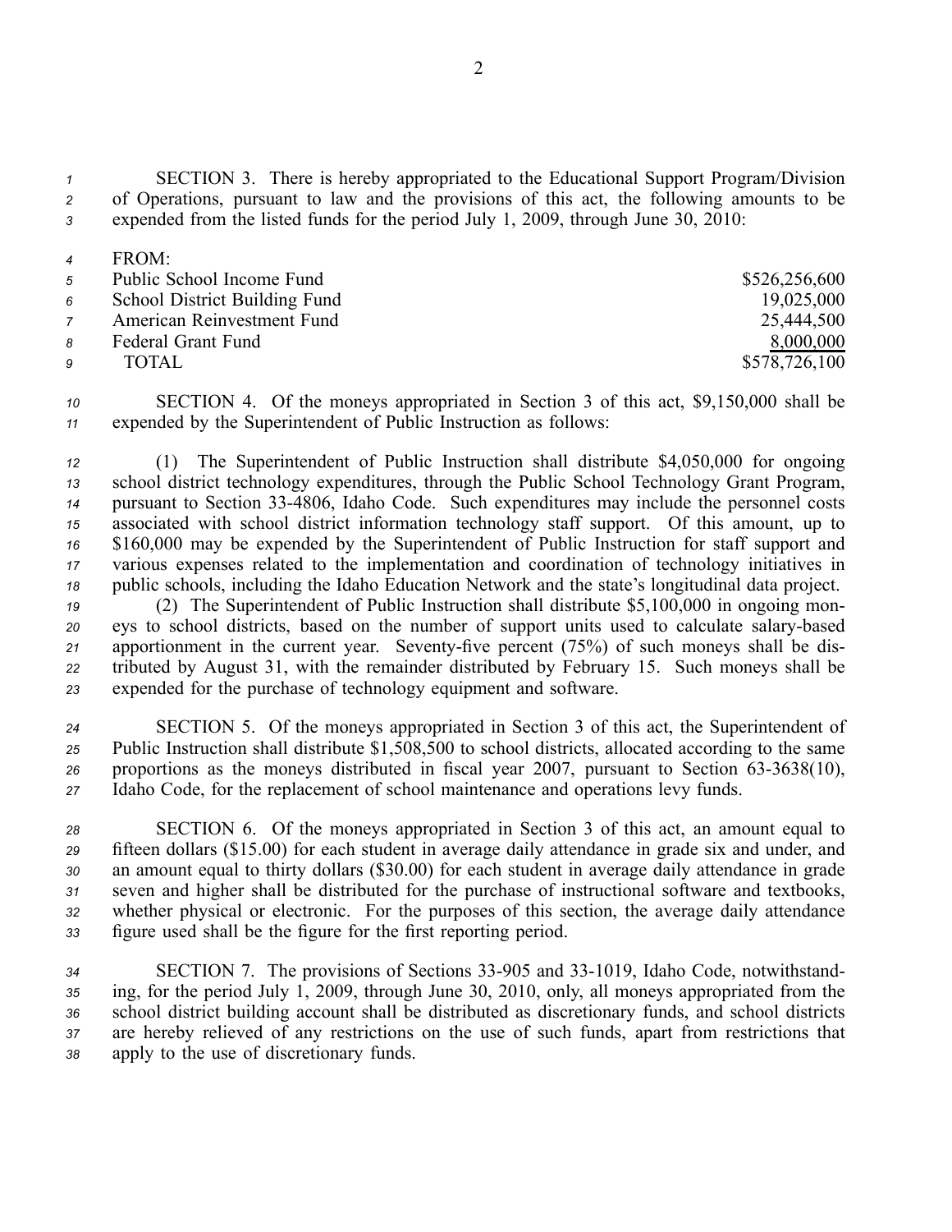SECTION 3. There is hereby appropriated to the Educational Support Program/Division of Operations, pursuant to law and the provisions of this act, the following amounts to be expended from the listed funds for the period July 1, 2009, through June 30, 2010:

| FROM: | |
|---|---:|
| Public School Income Fund | $526,256,600 |
| School District Building Fund | 19,025,000 |
| American Reinvestment Fund | 25,444,500 |
| Federal Grant Fund | 8,000,000 |
| TOTAL | $578,726,100 |

SECTION 4. Of the moneys appropriated in Section 3 of this act, $9,150,000 shall be expended by the Superintendent of Public Instruction as follows:

(1) The Superintendent of Public Instruction shall distribute $4,050,000 for ongoing school district technology expenditures, through the Public School Technology Grant Program, pursuant to Section 33-4806, Idaho Code. Such expenditures may include the personnel costs associated with school district information technology staff support. Of this amount, up to $160,000 may be expended by the Superintendent of Public Instruction for staff support and various expenses related to the implementation and coordination of technology initiatives in public schools, including the Idaho Education Network and the state's longitudinal data project.

(2) The Superintendent of Public Instruction shall distribute $5,100,000 in ongoing moneys to school districts, based on the number of support units used to calculate salary-based apportionment in the current year. Seventy-five percent (75%) of such moneys shall be distributed by August 31, with the remainder distributed by February 15. Such moneys shall be expended for the purchase of technology equipment and software.

SECTION 5. Of the moneys appropriated in Section 3 of this act, the Superintendent of Public Instruction shall distribute $1,508,500 to school districts, allocated according to the same proportions as the moneys distributed in fiscal year 2007, pursuant to Section 63-3638(10), Idaho Code, for the replacement of school maintenance and operations levy funds.

SECTION 6. Of the moneys appropriated in Section 3 of this act, an amount equal to fifteen dollars ($15.00) for each student in average daily attendance in grade six and under, and an amount equal to thirty dollars ($30.00) for each student in average daily attendance in grade seven and higher shall be distributed for the purchase of instructional software and textbooks, whether physical or electronic. For the purposes of this section, the average daily attendance figure used shall be the figure for the first reporting period.

SECTION 7. The provisions of Sections 33-905 and 33-1019, Idaho Code, notwithstanding, for the period July 1, 2009, through June 30, 2010, only, all moneys appropriated from the school district building account shall be distributed as discretionary funds, and school districts are hereby relieved of any restrictions on the use of such funds, apart from restrictions that apply to the use of discretionary funds.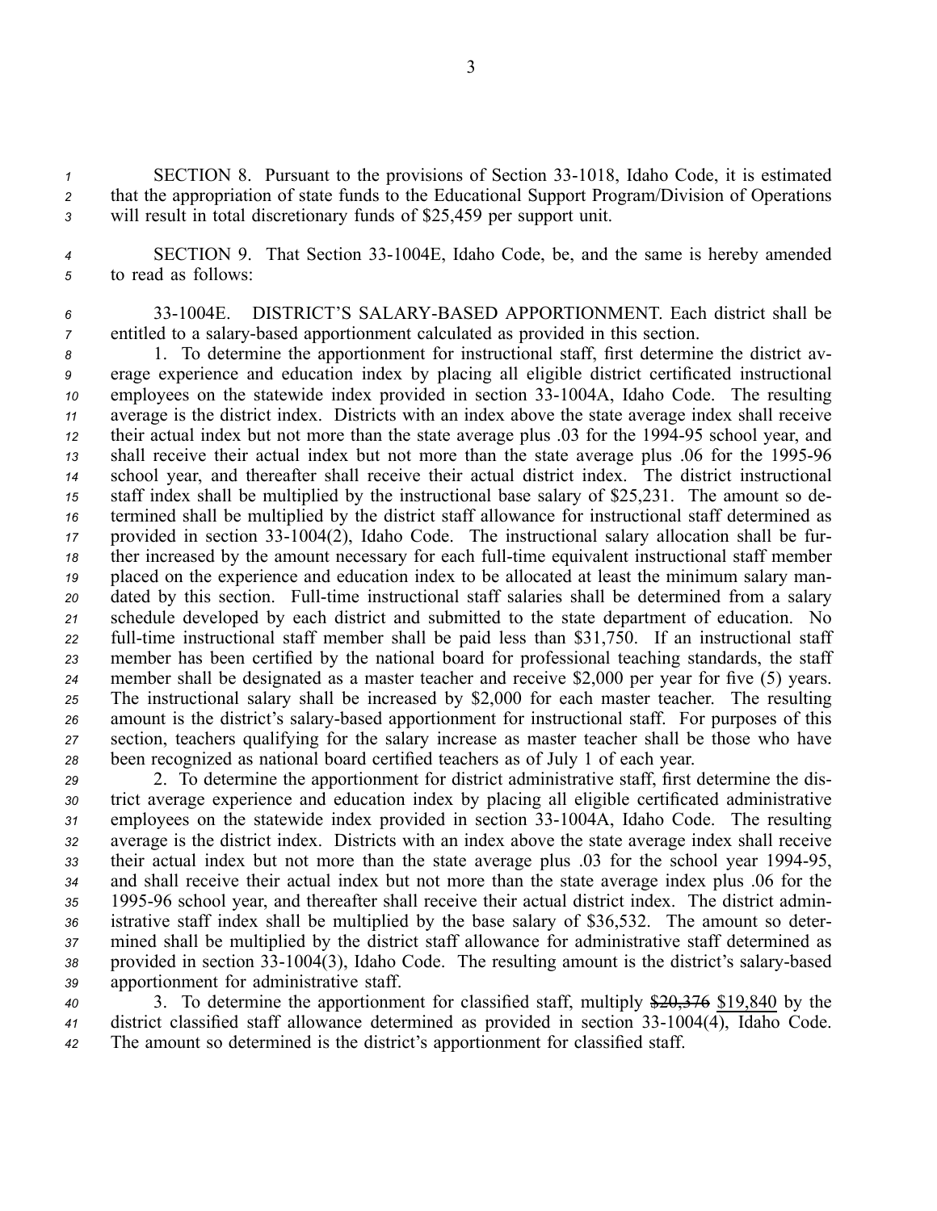SECTION 8. Pursuant to the provisions of Section 33-1018, Idaho Code, it is estimated that the appropriation of state funds to the Educational Support Program/Division of Operations will result in total discretionary funds of $25,459 per support unit.

SECTION 9. That Section 33-1004E, Idaho Code, be, and the same is hereby amended to read as follows:

33-1004E. DISTRICT'S SALARY-BASED APPORTIONMENT. Each district shall be entitled to a salary-based apportionment calculated as provided in this section.

1. To determine the apportionment for instructional staff, first determine the district average experience and education index by placing all eligible district certificated instructional employees on the statewide index provided in section 33-1004A, Idaho Code. The resulting average is the district index. Districts with an index above the state average index shall receive their actual index but not more than the state average plus .03 for the 1994-95 school year, and shall receive their actual index but not more than the state average plus .06 for the 1995-96 school year, and thereafter shall receive their actual district index. The district instructional staff index shall be multiplied by the instructional base salary of $25,231. The amount so determined shall be multiplied by the district staff allowance for instructional staff determined as provided in section 33-1004(2), Idaho Code. The instructional salary allocation shall be further increased by the amount necessary for each full-time equivalent instructional staff member placed on the experience and education index to be allocated at least the minimum salary mandated by this section. Full-time instructional staff salaries shall be determined from a salary schedule developed by each district and submitted to the state department of education. No full-time instructional staff member shall be paid less than $31,750. If an instructional staff member has been certified by the national board for professional teaching standards, the staff member shall be designated as a master teacher and receive $2,000 per year for five (5) years. The instructional salary shall be increased by $2,000 for each master teacher. The resulting amount is the district's salary-based apportionment for instructional staff. For purposes of this section, teachers qualifying for the salary increase as master teacher shall be those who have been recognized as national board certified teachers as of July 1 of each year.

2. To determine the apportionment for district administrative staff, first determine the district average experience and education index by placing all eligible certificated administrative employees on the statewide index provided in section 33-1004A, Idaho Code. The resulting average is the district index. Districts with an index above the state average index shall receive their actual index but not more than the state average plus .03 for the school year 1994-95, and shall receive their actual index but not more than the state average index plus .06 for the 1995-96 school year, and thereafter shall receive their actual district index. The district administrative staff index shall be multiplied by the base salary of $36,532. The amount so determined shall be multiplied by the district staff allowance for administrative staff determined as provided in section 33-1004(3), Idaho Code. The resulting amount is the district's salary-based apportionment for administrative staff.

3. To determine the apportionment for classified staff, multiply ~~$20,376~~ $19,840 by the district classified staff allowance determined as provided in section 33-1004(4), Idaho Code. The amount so determined is the district's apportionment for classified staff.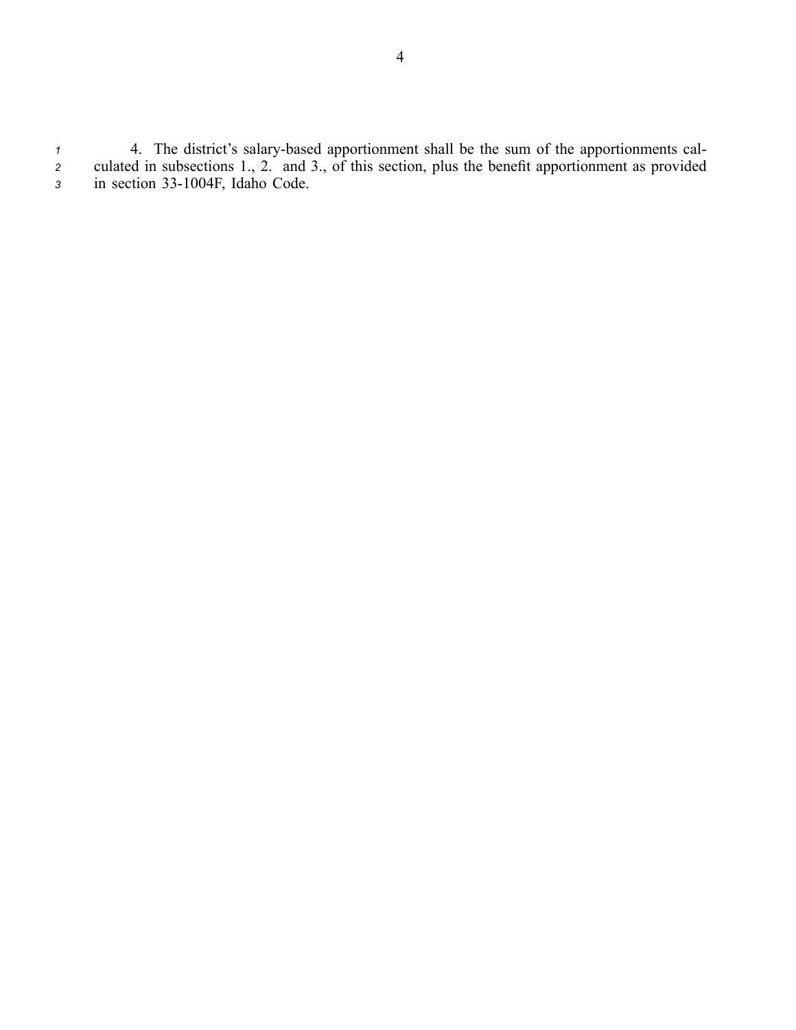4. The district's salary-based apportionment shall be the sum of the apportionments calculated in subsections 1., 2. and 3., of this section, plus the benefit apportionment as provided in section 33-1004F, Idaho Code.